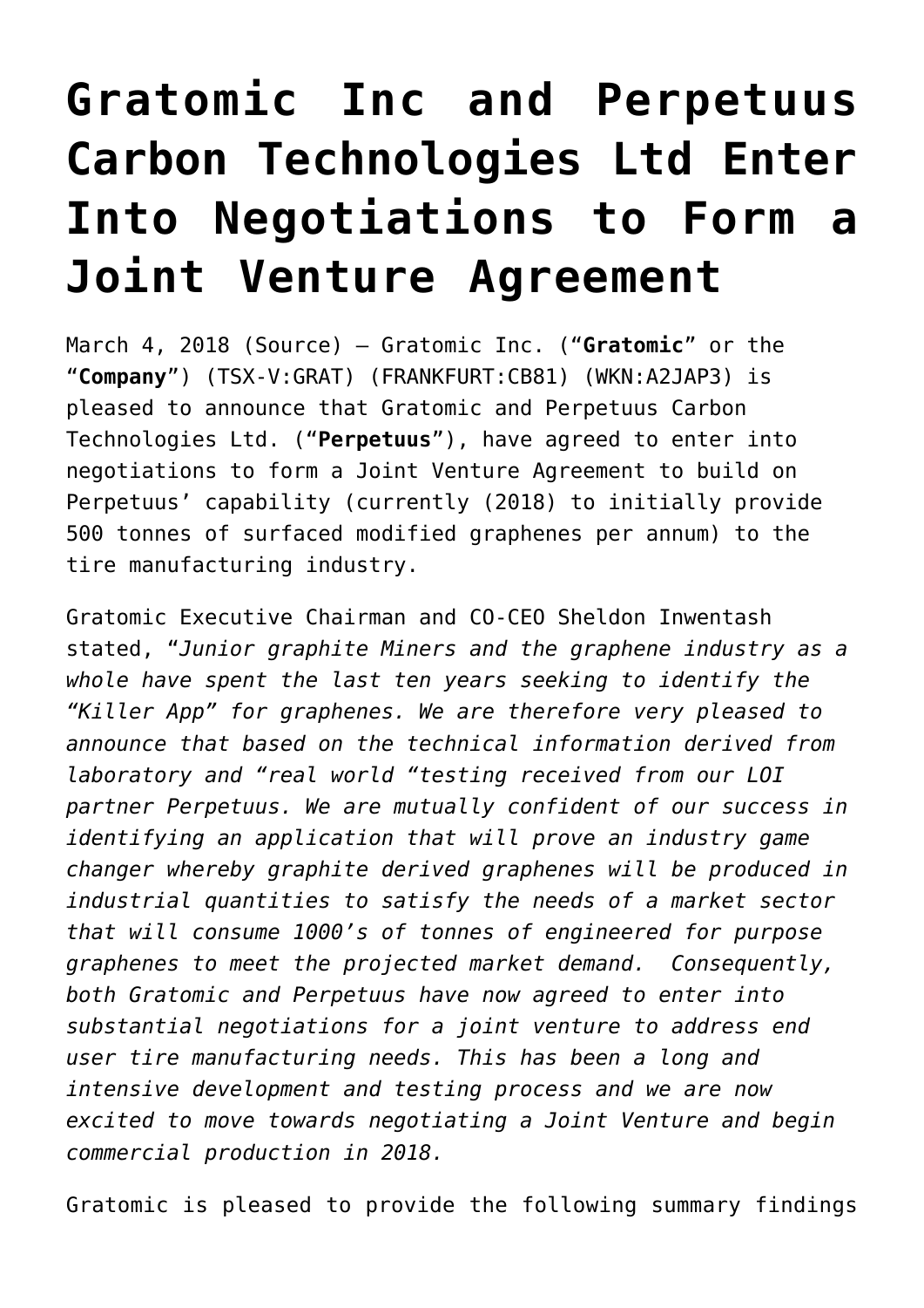# Gratomic Inc and Perpetuus Carbon Technologies Ltd Enter Into Negotiations to Form a Joint Venture Agreement

March 4, 2018 (Source) — Gratomic Inc. ("**Gratomic**" or the "**Company**") (TSX-V:GRAT) (FRANKFURT:CB81) (WKN:A2JAP3) is pleased to announce that Gratomic and Perpetuus Carbon Technologies Ltd. ("**Perpetuus**"), have agreed to enter into negotiations to form a Joint Venture Agreement to build on Perpetuus' capability (currently (2018) to initially provide 500 tonnes of surfaced modified graphenes per annum) to the tire manufacturing industry.

Gratomic Executive Chairman and CO-CEO Sheldon Inwentash stated, "*Junior graphite Miners and the graphene industry as a whole have spent the last ten years seeking to identify the "Killer App" for graphenes. We are therefore very pleased to announce that based on the technical information derived from laboratory and "real world "testing received from our LOI partner Perpetuus. We are mutually confident of our success in identifying an application that will prove an industry game changer whereby graphite derived graphenes will be produced in industrial quantities to satisfy the needs of a market sector that will consume 1000's of tonnes of engineered for purpose graphenes to meet the projected market demand. Consequently, both Gratomic and Perpetuus have now agreed to enter into substantial negotiations for a joint venture to address end user tire manufacturing needs. This has been a long and intensive development and testing process and we are now excited to move towards negotiating a Joint Venture and begin commercial production in 2018.*

Gratomic is pleased to provide the following summary findings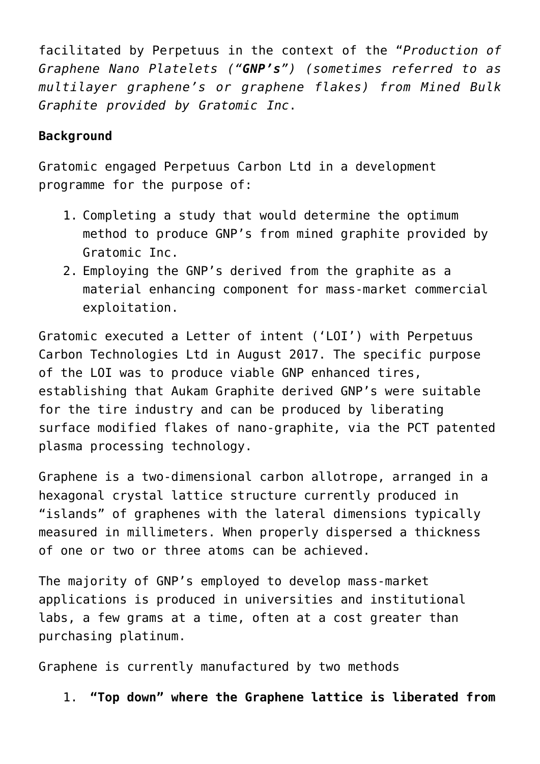facilitated by Perpetuus in the context of the "*Production of Graphene Nano Platelets ("**GNP's**") (sometimes referred to as multilayer graphene's or graphene flakes) from Mined Bulk Graphite provided by Gratomic Inc*.

**Background**

Gratomic engaged Perpetuus Carbon Ltd in a development programme for the purpose of:

1. Completing a study that would determine the optimum method to produce GNP's from mined graphite provided by Gratomic Inc.
2. Employing the GNP's derived from the graphite as a material enhancing component for mass-market commercial exploitation.

Gratomic executed a Letter of intent ('LOI') with Perpetuus Carbon Technologies Ltd in August 2017. The specific purpose of the LOI was to produce viable GNP enhanced tires, establishing that Aukam Graphite derived GNP's were suitable for the tire industry and can be produced by liberating surface modified flakes of nano-graphite, via the PCT patented plasma processing technology.

Graphene is a two-dimensional carbon allotrope, arranged in a hexagonal crystal lattice structure currently produced in "islands" of graphenes with the lateral dimensions typically measured in millimeters. When properly dispersed a thickness of one or two or three atoms can be achieved.

The majority of GNP's employed to develop mass-market applications is produced in universities and institutional labs, a few grams at a time, often at a cost greater than purchasing platinum.

Graphene is currently manufactured by two methods

1. **"Top down" where the Graphene lattice is liberated from**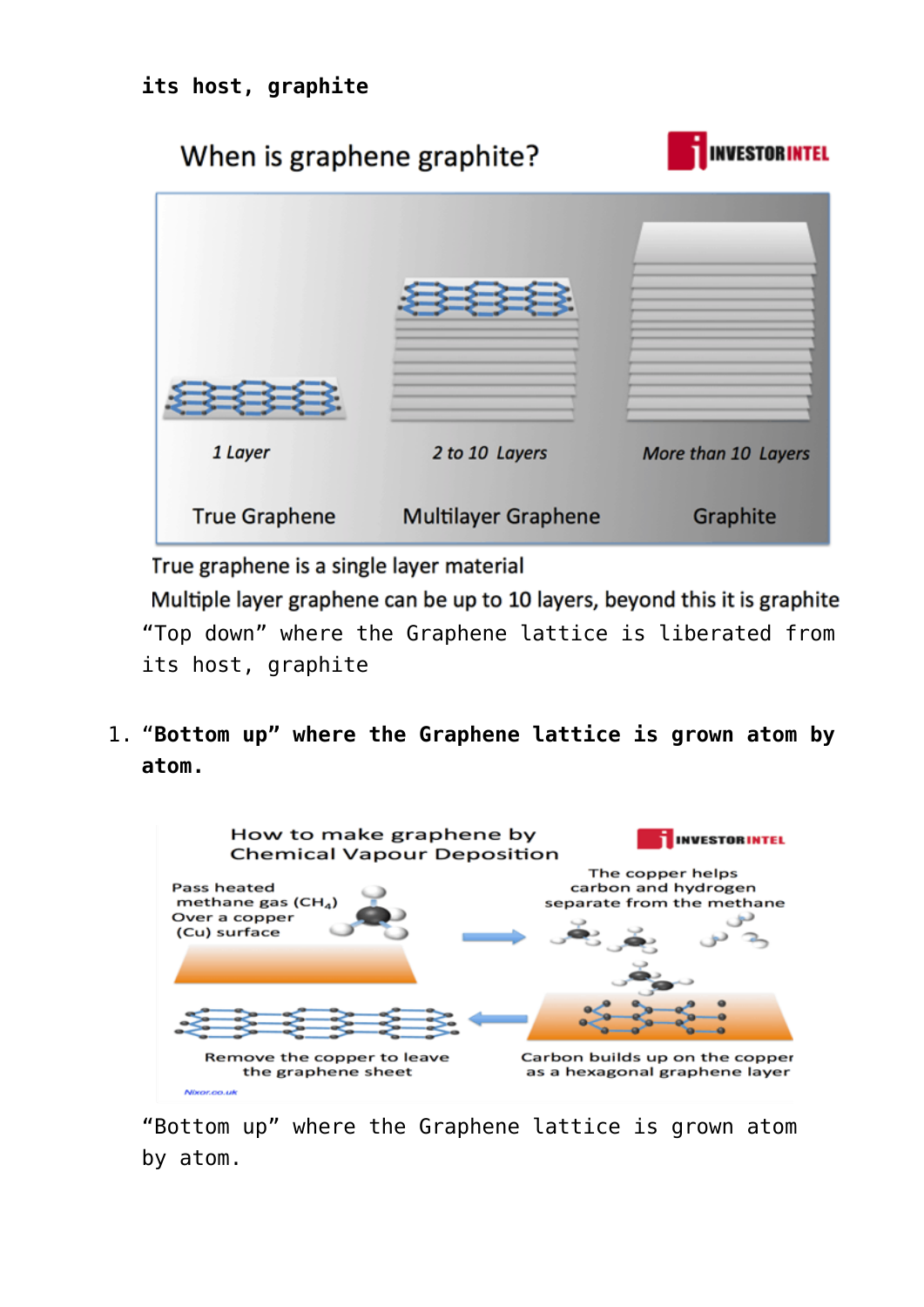**its host, graphite**

When is graphene graphite?

1 Layer — True Graphene

2 to 10 Layers — Multilayer Graphene

More than 10 Layers — Graphite

True graphene is a single layer material

Multiple layer graphene can be up to 10 layers, beyond this it is graphite

“Top down” where the Graphene lattice is liberated from its host, graphite

1. **“Bottom up” where the Graphene lattice is grown atom by atom.**

How to make graphene by Chemical Vapour Deposition

Pass heated methane gas ($CH_4$) Over a copper (Cu) surface

The copper helps carbon and hydrogen separate from the methane

Carbon builds up on the copper as a hexagonal graphene layer

Remove the copper to leave the graphene sheet

“Bottom up” where the Graphene lattice is grown atom by atom.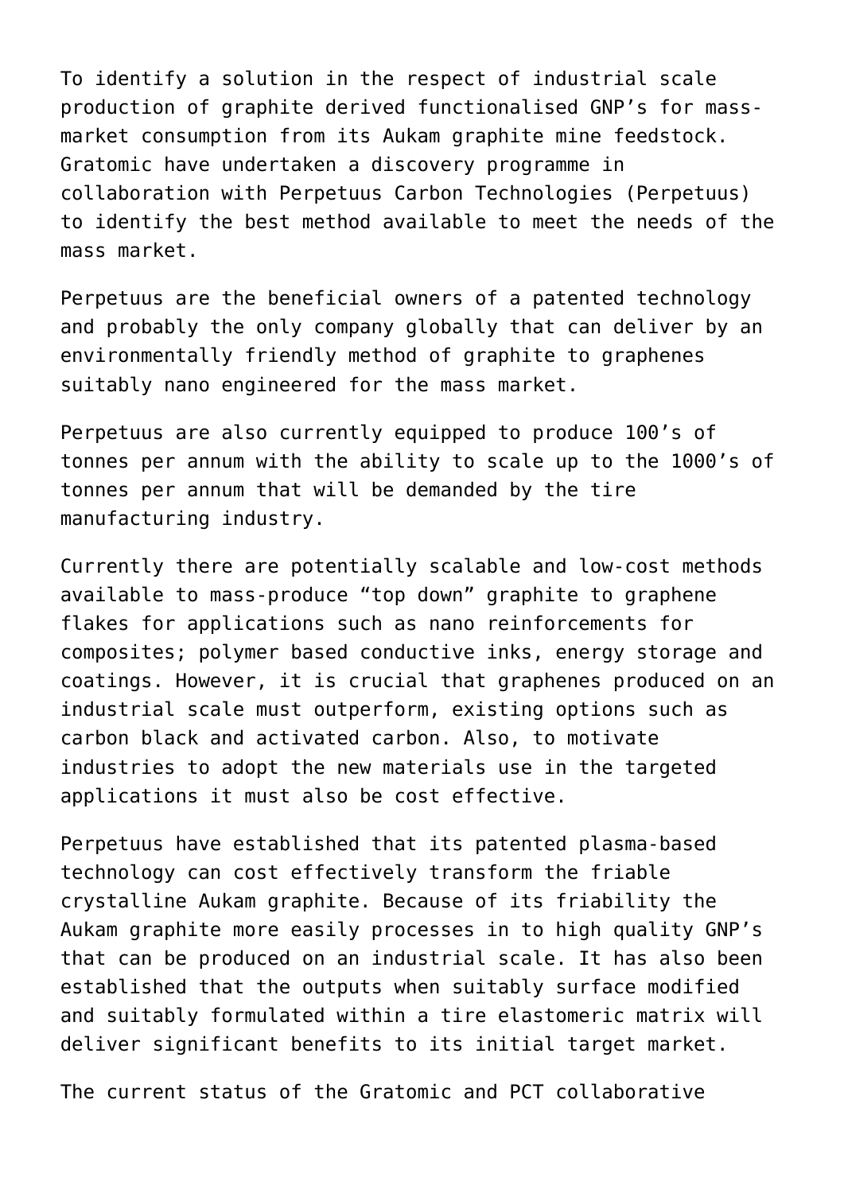To identify a solution in the respect of industrial scale production of graphite derived functionalised GNP's for mass-market consumption from its Aukam graphite mine feedstock. Gratomic have undertaken a discovery programme in collaboration with Perpetuus Carbon Technologies (Perpetuus) to identify the best method available to meet the needs of the mass market.

Perpetuus are the beneficial owners of a patented technology and probably the only company globally that can deliver by an environmentally friendly method of graphite to graphenes suitably nano engineered for the mass market.

Perpetuus are also currently equipped to produce 100's of tonnes per annum with the ability to scale up to the 1000's of tonnes per annum that will be demanded by the tire manufacturing industry.

Currently there are potentially scalable and low-cost methods available to mass-produce "top down" graphite to graphene flakes for applications such as nano reinforcements for composites; polymer based conductive inks, energy storage and coatings. However, it is crucial that graphenes produced on an industrial scale must outperform, existing options such as carbon black and activated carbon. Also, to motivate industries to adopt the new materials use in the targeted applications it must also be cost effective.

Perpetuus have established that its patented plasma-based technology can cost effectively transform the friable crystalline Aukam graphite. Because of its friability the Aukam graphite more easily processes in to high quality GNP's that can be produced on an industrial scale. It has also been established that the outputs when suitably surface modified and suitably formulated within a tire elastomeric matrix will deliver significant benefits to its initial target market.

The current status of the Gratomic and PCT collaborative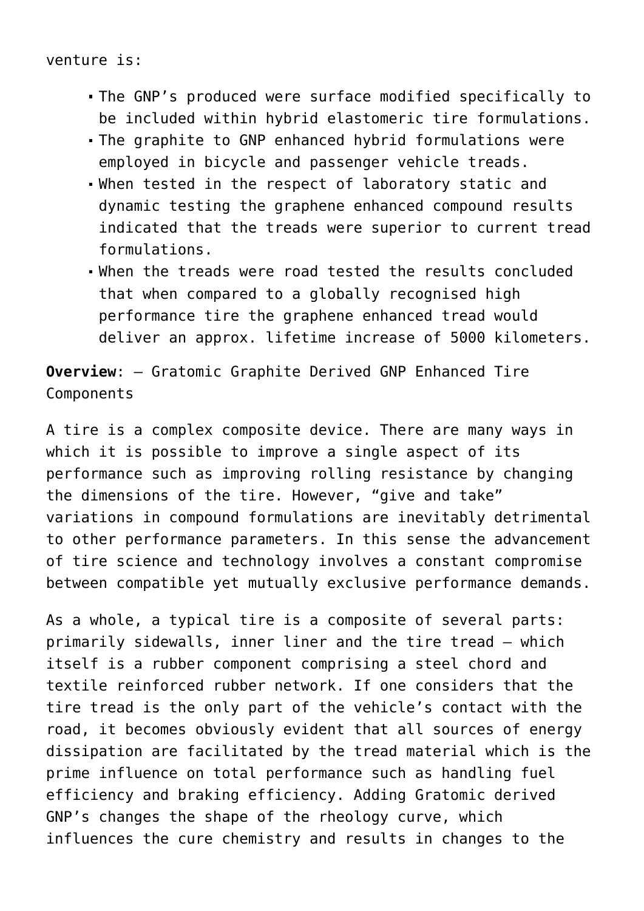venture is:

- The GNP's produced were surface modified specifically to be included within hybrid elastomeric tire formulations.
- The graphite to GNP enhanced hybrid formulations were employed in bicycle and passenger vehicle treads.
- When tested in the respect of laboratory static and dynamic testing the graphene enhanced compound results indicated that the treads were superior to current tread formulations.
- When the treads were road tested the results concluded that when compared to a globally recognised high performance tire the graphene enhanced tread would deliver an approx. lifetime increase of 5000 kilometers.

**Overview**: – Gratomic Graphite Derived GNP Enhanced Tire Components

A tire is a complex composite device. There are many ways in which it is possible to improve a single aspect of its performance such as improving rolling resistance by changing the dimensions of the tire. However, "give and take" variations in compound formulations are inevitably detrimental to other performance parameters. In this sense the advancement of tire science and technology involves a constant compromise between compatible yet mutually exclusive performance demands.

As a whole, a typical tire is a composite of several parts: primarily sidewalls, inner liner and the tire tread – which itself is a rubber component comprising a steel chord and textile reinforced rubber network. If one considers that the tire tread is the only part of the vehicle's contact with the road, it becomes obviously evident that all sources of energy dissipation are facilitated by the tread material which is the prime influence on total performance such as handling fuel efficiency and braking efficiency. Adding Gratomic derived GNP's changes the shape of the rheology curve, which influences the cure chemistry and results in changes to the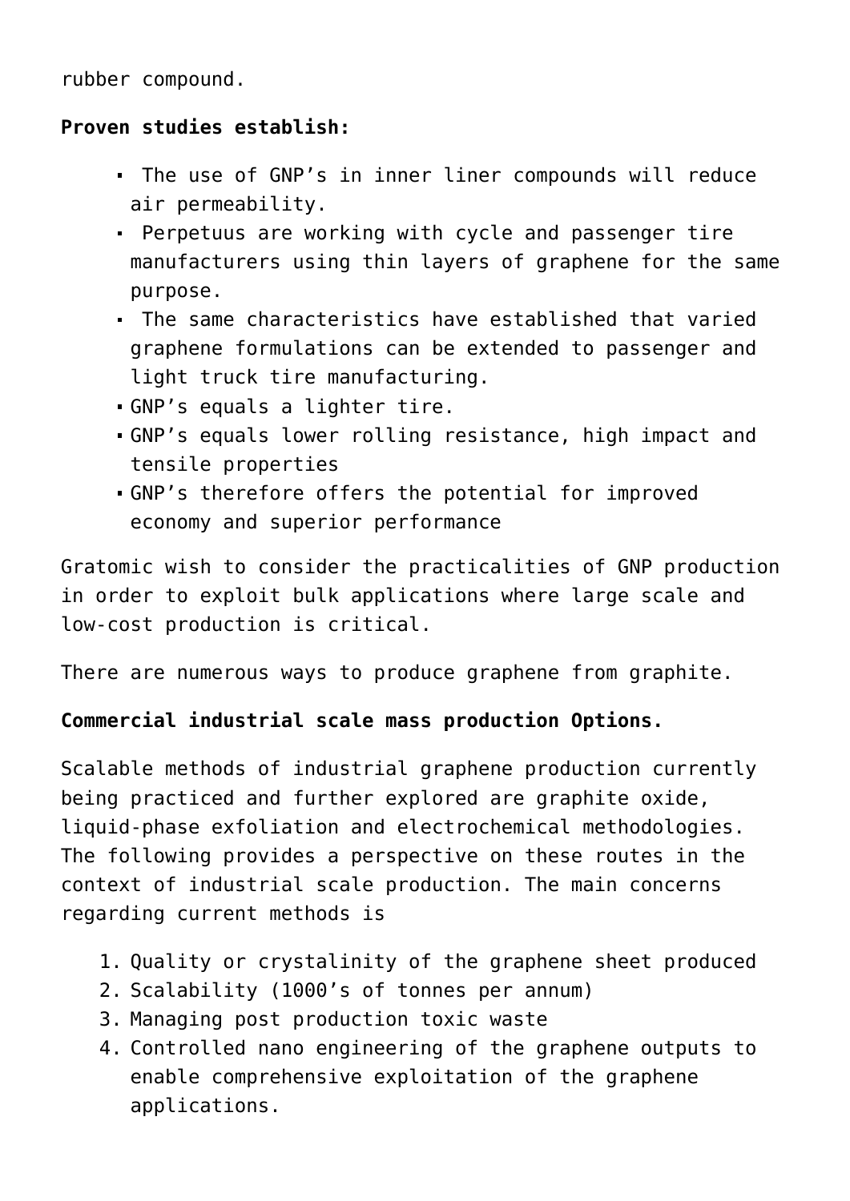rubber compound.

**Proven studies establish:**

- The use of GNP’s in inner liner compounds will reduce air permeability.
- Perpetuus are working with cycle and passenger tire manufacturers using thin layers of graphene for the same purpose.
- The same characteristics have established that varied graphene formulations can be extended to passenger and light truck tire manufacturing.
- GNP’s equals a lighter tire.
- GNP’s equals lower rolling resistance, high impact and tensile properties
- GNP’s therefore offers the potential for improved economy and superior performance

Gratomic wish to consider the practicalities of GNP production in order to exploit bulk applications where large scale and low-cost production is critical.

There are numerous ways to produce graphene from graphite.

**Commercial industrial scale mass production Options.**

Scalable methods of industrial graphene production currently being practiced and further explored are graphite oxide, liquid-phase exfoliation and electrochemical methodologies. The following provides a perspective on these routes in the context of industrial scale production. The main concerns regarding current methods is

1. Quality or crystalinity of the graphene sheet produced
2. Scalability (1000’s of tonnes per annum)
3. Managing post production toxic waste
4. Controlled nano engineering of the graphene outputs to enable comprehensive exploitation of the graphene applications.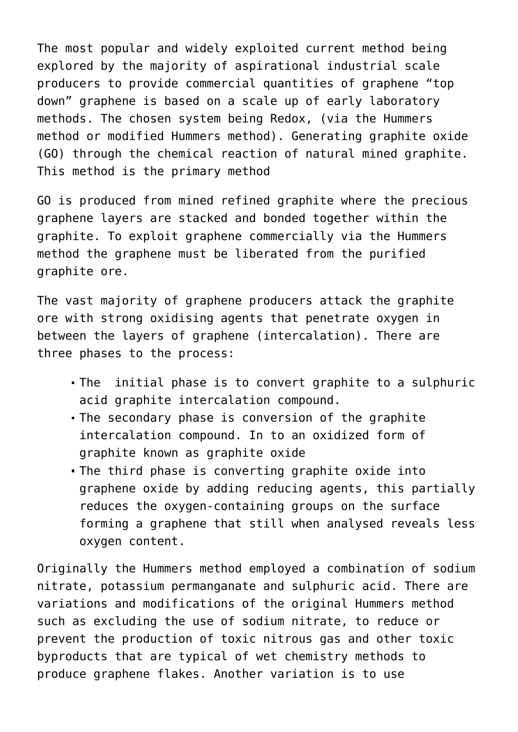The most popular and widely exploited current method being explored by the majority of aspirational industrial scale producers to provide commercial quantities of graphene “top down” graphene is based on a scale up of early laboratory methods. The chosen system being Redox, (via the Hummers method or modified Hummers method). Generating graphite oxide (GO) through the chemical reaction of natural mined graphite. This method is the primary method

GO is produced from mined refined graphite where the precious graphene layers are stacked and bonded together within the graphite. To exploit graphene commercially via the Hummers method the graphene must be liberated from the purified graphite ore.

The vast majority of graphene producers attack the graphite ore with strong oxidising agents that penetrate oxygen in between the layers of graphene (intercalation). There are three phases to the process:

- The  initial phase is to convert graphite to a sulphuric acid graphite intercalation compound.
- The secondary phase is conversion of the graphite intercalation compound. In to an oxidized form of graphite known as graphite oxide
- The third phase is converting graphite oxide into graphene oxide by adding reducing agents, this partially reduces the oxygen-containing groups on the surface forming a graphene that still when analysed reveals less oxygen content.

Originally the Hummers method employed a combination of sodium nitrate, potassium permanganate and sulphuric acid. There are variations and modifications of the original Hummers method such as excluding the use of sodium nitrate, to reduce or prevent the production of toxic nitrous gas and other toxic byproducts that are typical of wet chemistry methods to produce graphene flakes. Another variation is to use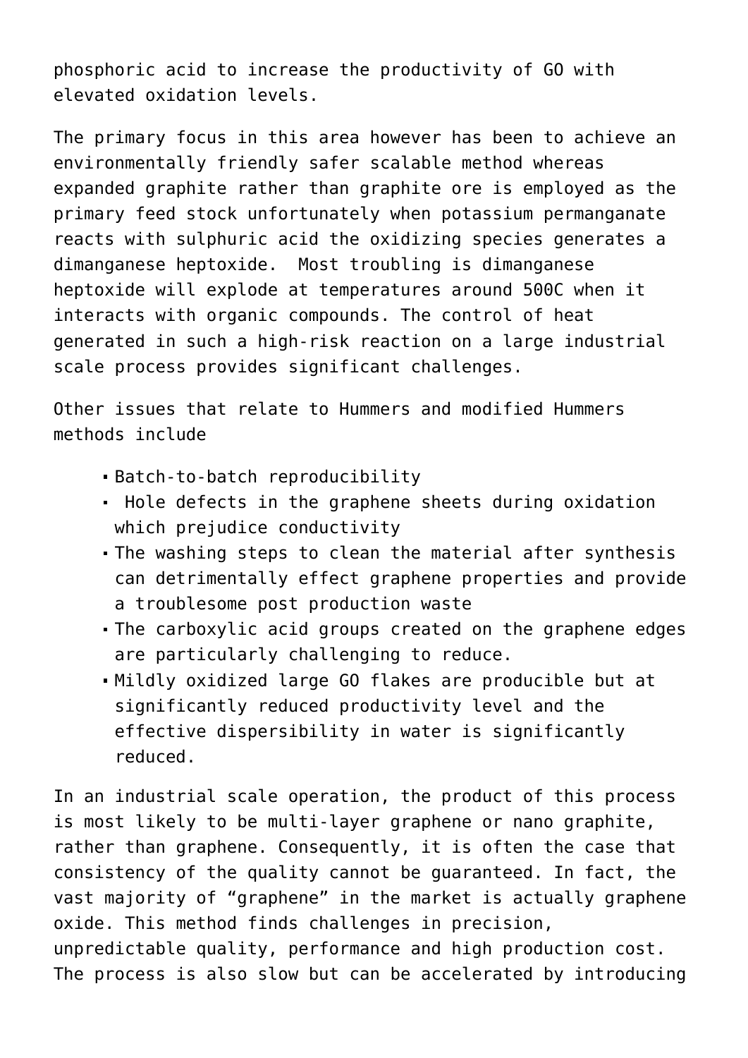phosphoric acid to increase the productivity of GO with elevated oxidation levels.

The primary focus in this area however has been to achieve an environmentally friendly safer scalable method whereas expanded graphite rather than graphite ore is employed as the primary feed stock unfortunately when potassium permanganate reacts with sulphuric acid the oxidizing species generates a dimanganese heptoxide.  Most troubling is dimanganese heptoxide will explode at temperatures around 500C when it interacts with organic compounds. The control of heat generated in such a high-risk reaction on a large industrial scale process provides significant challenges.

Other issues that relate to Hummers and modified Hummers methods include

- Batch-to-batch reproducibility
- Hole defects in the graphene sheets during oxidation which prejudice conductivity
- The washing steps to clean the material after synthesis can detrimentally effect graphene properties and provide a troublesome post production waste
- The carboxylic acid groups created on the graphene edges are particularly challenging to reduce.
- Mildly oxidized large GO flakes are producible but at significantly reduced productivity level and the effective dispersibility in water is significantly reduced.

In an industrial scale operation, the product of this process is most likely to be multi-layer graphene or nano graphite, rather than graphene. Consequently, it is often the case that consistency of the quality cannot be guaranteed. In fact, the vast majority of "graphene" in the market is actually graphene oxide. This method finds challenges in precision, unpredictable quality, performance and high production cost. The process is also slow but can be accelerated by introducing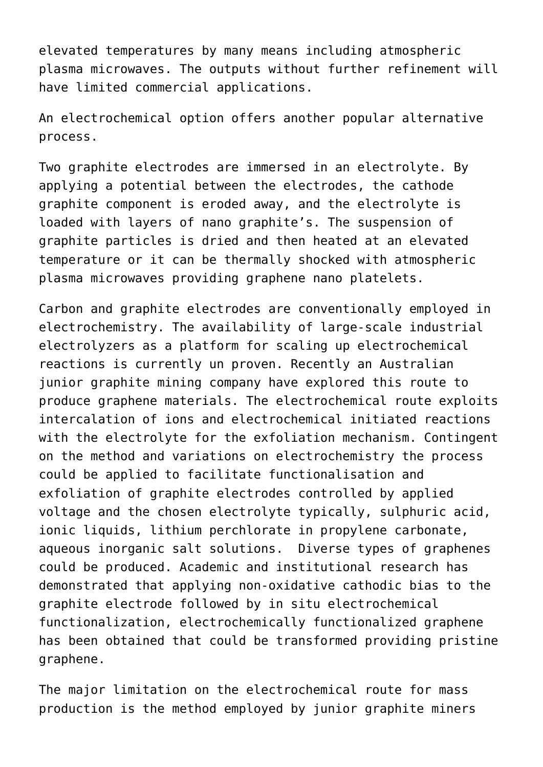elevated temperatures by many means including atmospheric plasma microwaves. The outputs without further refinement will have limited commercial applications.

An electrochemical option offers another popular alternative process.

Two graphite electrodes are immersed in an electrolyte. By applying a potential between the electrodes, the cathode graphite component is eroded away, and the electrolyte is loaded with layers of nano graphite's. The suspension of graphite particles is dried and then heated at an elevated temperature or it can be thermally shocked with atmospheric plasma microwaves providing graphene nano platelets.

Carbon and graphite electrodes are conventionally employed in electrochemistry. The availability of large-scale industrial electrolyzers as a platform for scaling up electrochemical reactions is currently un proven. Recently an Australian junior graphite mining company have explored this route to produce graphene materials. The electrochemical route exploits intercalation of ions and electrochemical initiated reactions with the electrolyte for the exfoliation mechanism. Contingent on the method and variations on electrochemistry the process could be applied to facilitate functionalisation and exfoliation of graphite electrodes controlled by applied voltage and the chosen electrolyte typically, sulphuric acid, ionic liquids, lithium perchlorate in propylene carbonate, aqueous inorganic salt solutions.  Diverse types of graphenes could be produced. Academic and institutional research has demonstrated that applying non-oxidative cathodic bias to the graphite electrode followed by in situ electrochemical functionalization, electrochemically functionalized graphene has been obtained that could be transformed providing pristine graphene.

The major limitation on the electrochemical route for mass production is the method employed by junior graphite miners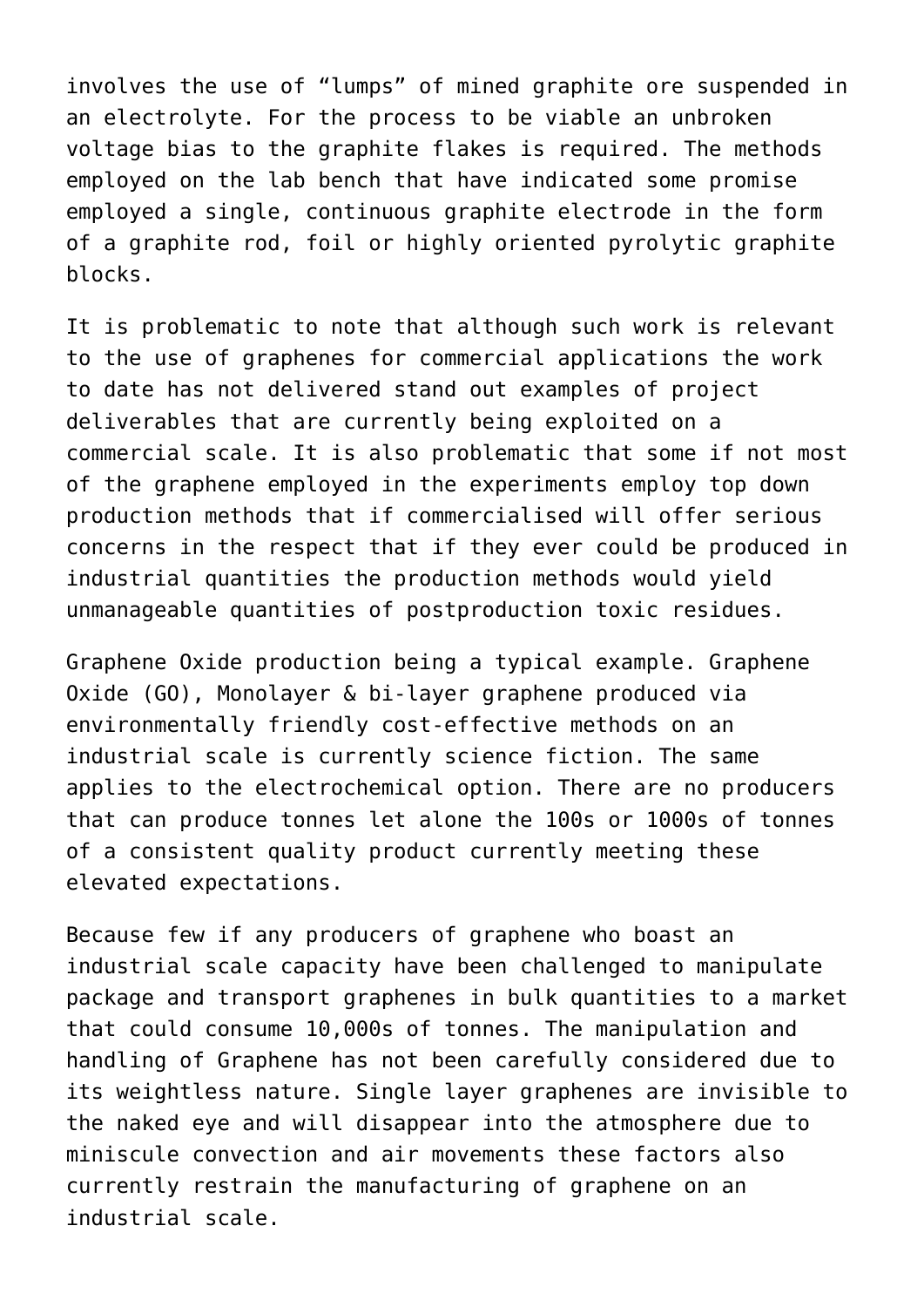involves the use of "lumps" of mined graphite ore suspended in an electrolyte. For the process to be viable an unbroken voltage bias to the graphite flakes is required. The methods employed on the lab bench that have indicated some promise employed a single, continuous graphite electrode in the form of a graphite rod, foil or highly oriented pyrolytic graphite blocks.

It is problematic to note that although such work is relevant to the use of graphenes for commercial applications the work to date has not delivered stand out examples of project deliverables that are currently being exploited on a commercial scale. It is also problematic that some if not most of the graphene employed in the experiments employ top down production methods that if commercialised will offer serious concerns in the respect that if they ever could be produced in industrial quantities the production methods would yield unmanageable quantities of postproduction toxic residues.

Graphene Oxide production being a typical example. Graphene Oxide (GO), Monolayer & bi-layer graphene produced via environmentally friendly cost-effective methods on an industrial scale is currently science fiction. The same applies to the electrochemical option. There are no producers that can produce tonnes let alone the 100s or 1000s of tonnes of a consistent quality product currently meeting these elevated expectations.

Because few if any producers of graphene who boast an industrial scale capacity have been challenged to manipulate package and transport graphenes in bulk quantities to a market that could consume 10,000s of tonnes. The manipulation and handling of Graphene has not been carefully considered due to its weightless nature. Single layer graphenes are invisible to the naked eye and will disappear into the atmosphere due to miniscule convection and air movements these factors also currently restrain the manufacturing of graphene on an industrial scale.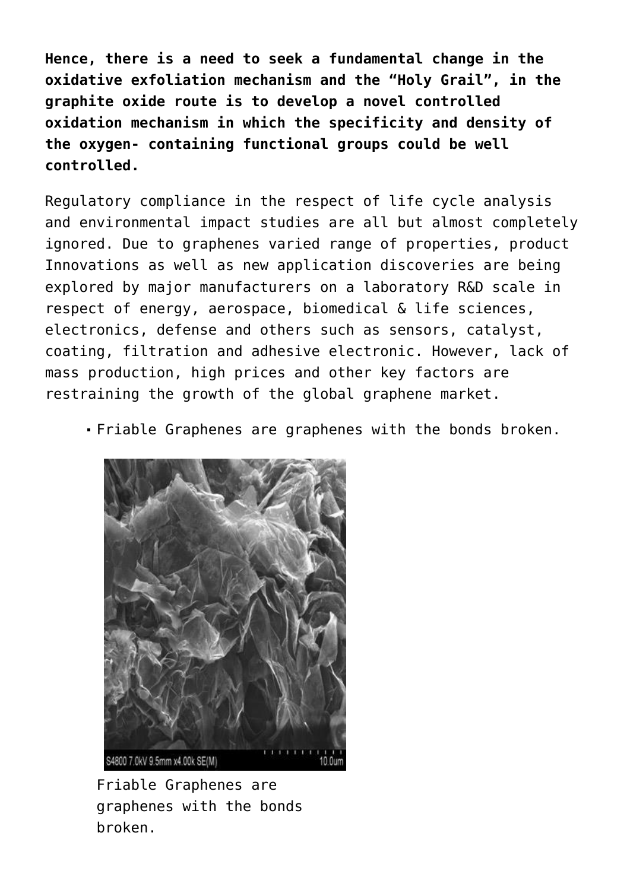**Hence, there is a need to seek a fundamental change in the oxidative exfoliation mechanism and the "Holy Grail", in the graphite oxide route is to develop a novel controlled oxidation mechanism in which the specificity and density of the oxygen- containing functional groups could be well controlled.**

Regulatory compliance in the respect of life cycle analysis and environmental impact studies are all but almost completely ignored. Due to graphenes varied range of properties, product Innovations as well as new application discoveries are being explored by major manufacturers on a laboratory R&D scale in respect of energy, aerospace, biomedical & life sciences, electronics, defense and others such as sensors, catalyst, coating, filtration and adhesive electronic. However, lack of mass production, high prices and other key factors are restraining the growth of the global graphene market.

- Friable Graphenes are graphenes with the bonds broken.

S4800 7.0kV 9.5mm x4.00k SE(M) 10.0um

Friable Graphenes are graphenes with the bonds broken.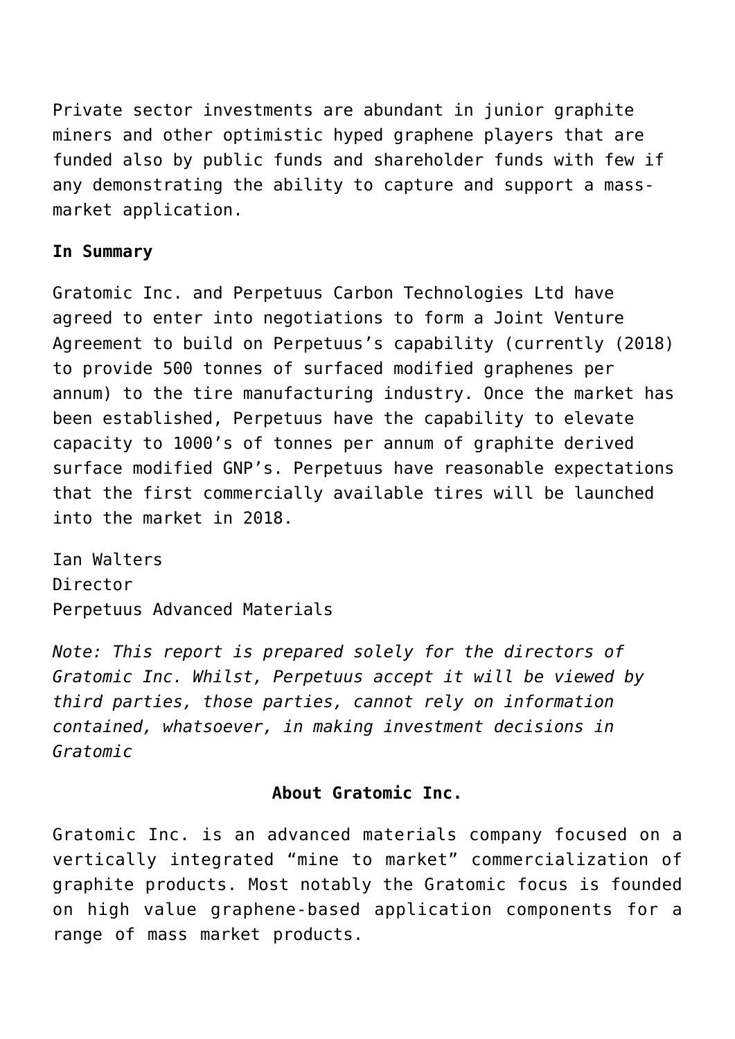Private sector investments are abundant in junior graphite miners and other optimistic hyped graphene players that are funded also by public funds and shareholder funds with few if any demonstrating the ability to capture and support a mass-market application.

**In Summary**

Gratomic Inc. and Perpetuus Carbon Technologies Ltd have agreed to enter into negotiations to form a Joint Venture Agreement to build on Perpetuus's capability (currently (2018) to provide 500 tonnes of surfaced modified graphenes per annum) to the tire manufacturing industry. Once the market has been established, Perpetuus have the capability to elevate capacity to 1000's of tonnes per annum of graphite derived surface modified GNP's. Perpetuus have reasonable expectations that the first commercially available tires will be launched into the market in 2018.

Ian Walters
Director
Perpetuus Advanced Materials

*Note: This report is prepared solely for the directors of Gratomic Inc. Whilst, Perpetuus accept it will be viewed by third parties, those parties, cannot rely on information contained, whatsoever, in making investment decisions in Gratomic*

**About Gratomic Inc.**

Gratomic Inc. is an advanced materials company focused on a vertically integrated "mine to market" commercialization of graphite products. Most notably the Gratomic focus is founded on high value graphene-based application components for a range of mass market products.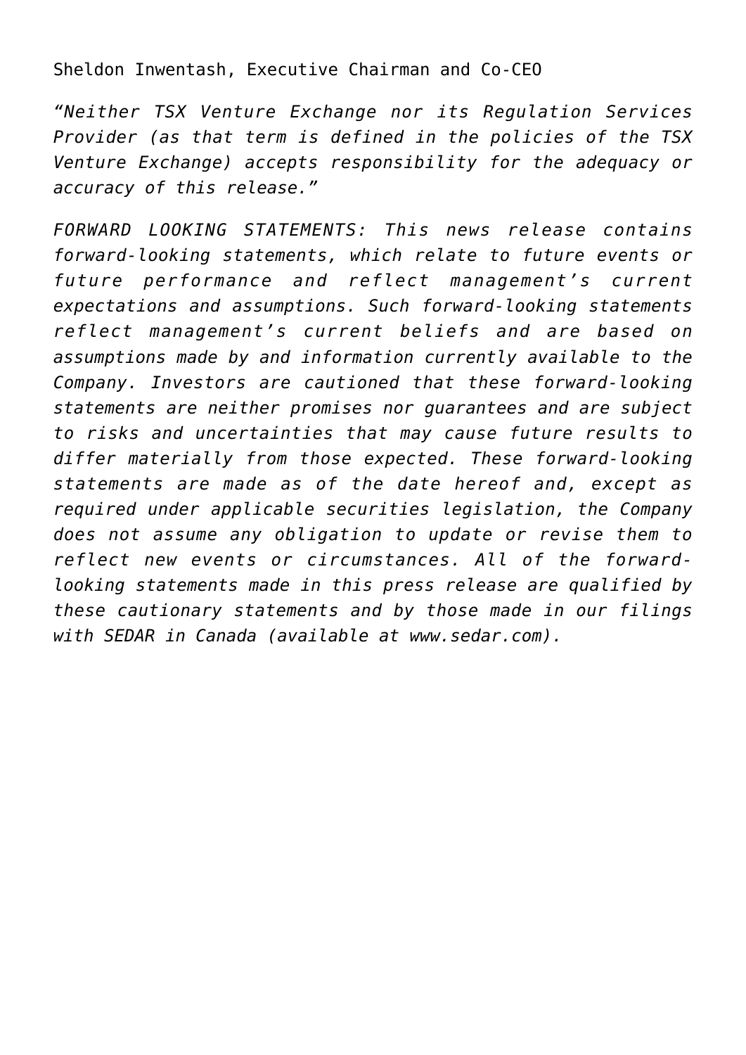Sheldon Inwentash, Executive Chairman and Co-CEO

*"Neither TSX Venture Exchange nor its Regulation Services Provider (as that term is defined in the policies of the TSX Venture Exchange) accepts responsibility for the adequacy or accuracy of this release."*

*FORWARD LOOKING STATEMENTS: This news release contains forward-looking statements, which relate to future events or future performance and reflect management's current expectations and assumptions. Such forward-looking statements reflect management's current beliefs and are based on assumptions made by and information currently available to the Company. Investors are cautioned that these forward-looking statements are neither promises nor guarantees and are subject to risks and uncertainties that may cause future results to differ materially from those expected. These forward-looking statements are made as of the date hereof and, except as required under applicable securities legislation, the Company does not assume any obligation to update or revise them to reflect new events or circumstances. All of the forward-looking statements made in this press release are qualified by these cautionary statements and by those made in our filings with SEDAR in Canada (available at www.sedar.com).*